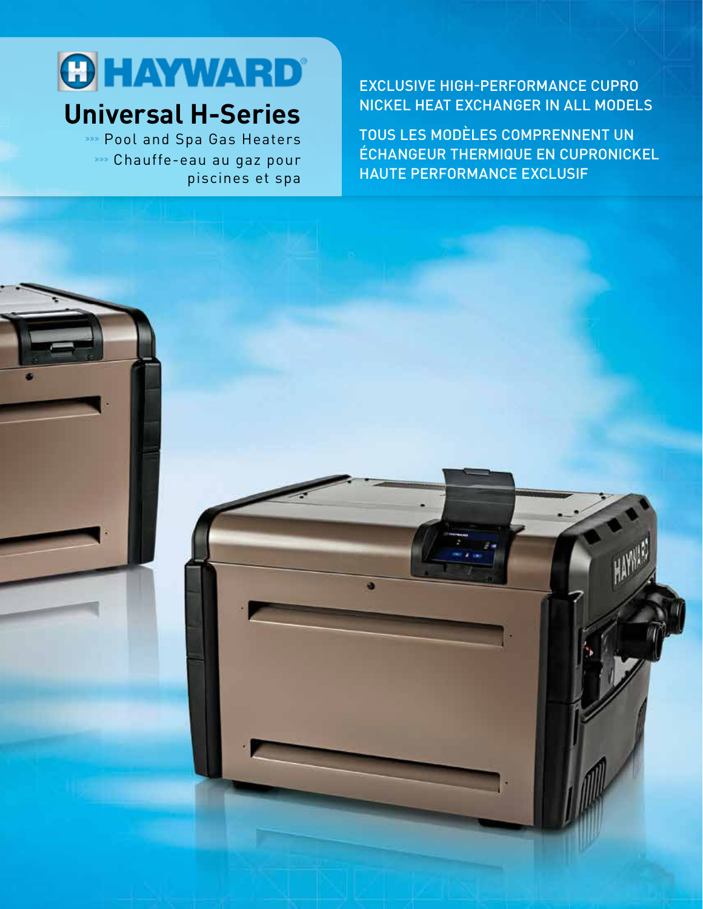# HAYWARD®

## Universal H-Series

»»» Pool and Spa Gas Heaters

»»» Chauffe-eau au gaz pour piscines et spa

EXCLUSIVE HIGH-PERFORMANCE CUPRO NICKEL HEAT EXCHANGER IN ALL MODELS

TOUS LES MODÈLES COMPRENNENT UN ÉCHANGEUR THERMIQUE EN CUPRONICKEL HAUTE PERFORMANCE EXCLUSIF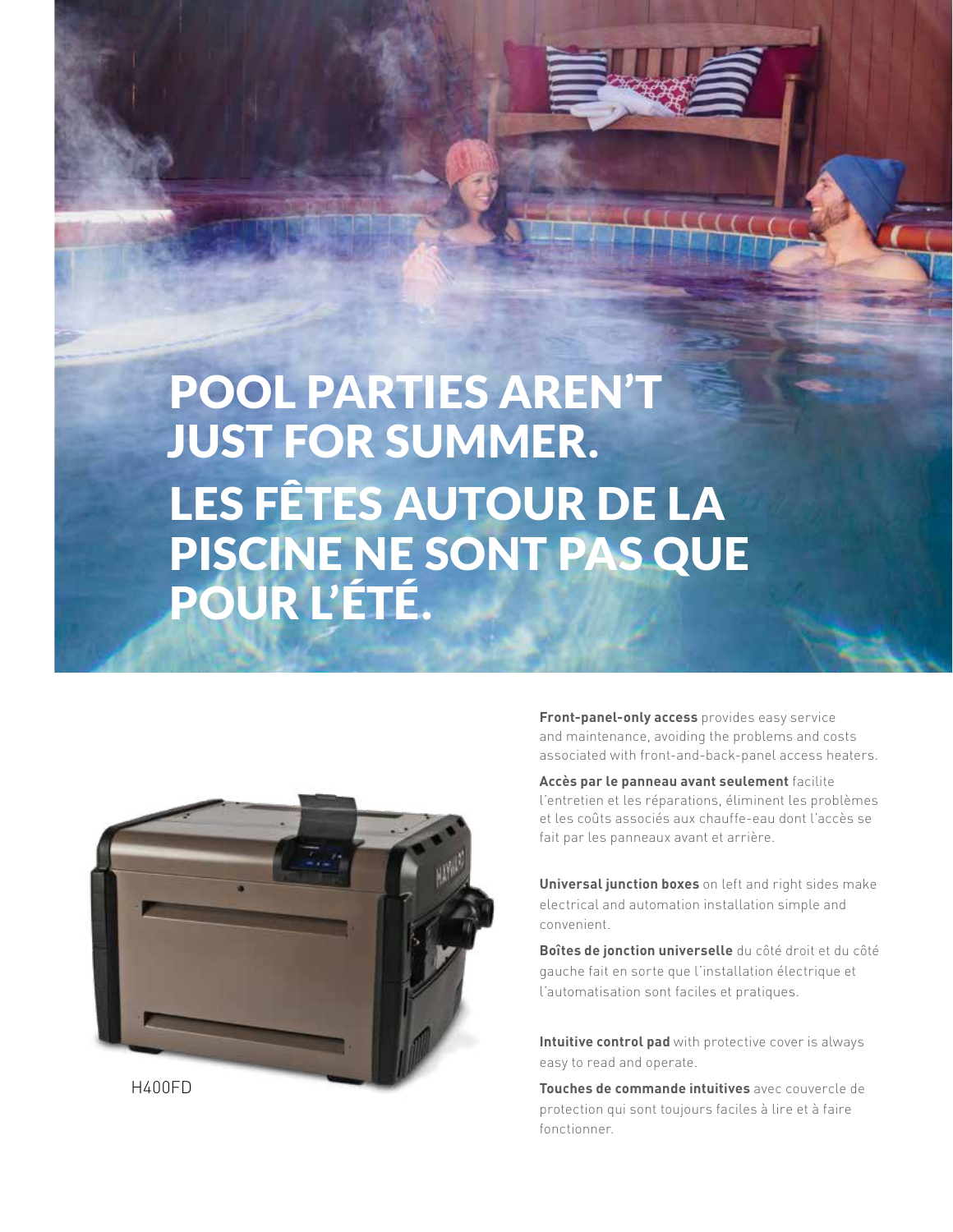# POOL PARTIES AREN'T JUST FOR SUMMER.

# LES FÊTES AUTOUR DE LA PISCINE NE SONT PAS QUE POUR L'ÉTÉ.

H400FD

**Front-panel-only access** provides easy service and maintenance, avoiding the problems and costs associated with front-and-back-panel access heaters.

**Accès par le panneau avant seulement** facilite l'entretien et les réparations, éliminent les problèmes et les coûts associés aux chauffe-eau dont l'accès se fait par les panneaux avant et arrière.

**Universal junction boxes** on left and right sides make electrical and automation installation simple and convenient.

**Boîtes de jonction universelle** du côté droit et du côté gauche fait en sorte que l'installation électrique et l'automatisation sont faciles et pratiques.

**Intuitive control pad** with protective cover is always easy to read and operate.

**Touches de commande intuitives** avec couvercle de protection qui sont toujours faciles à lire et à faire fonctionner.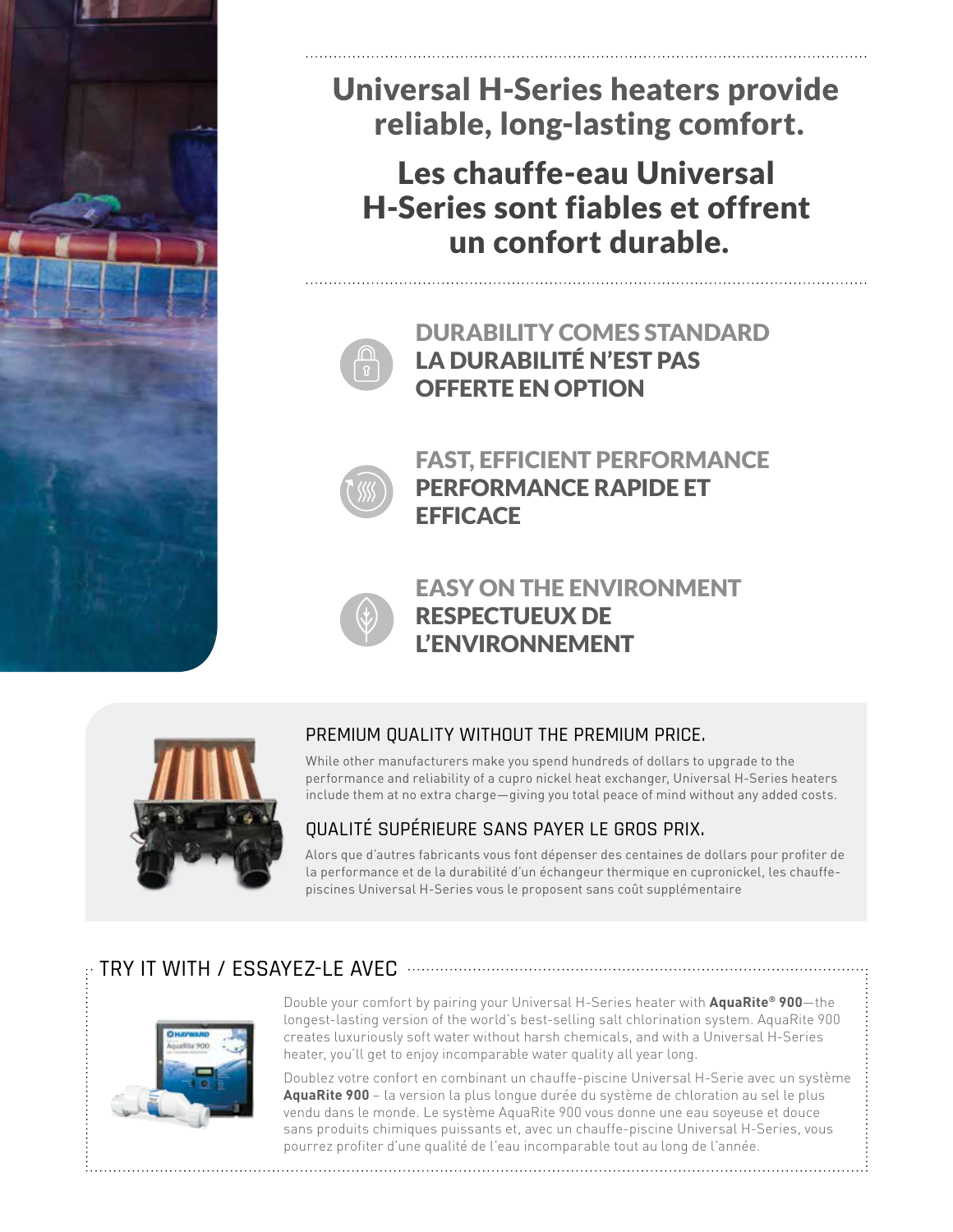# Universal H-Series heaters provide reliable, long-lasting comfort.

# Les chauffe-eau Universal H-Series sont fiables et offrent un confort durable.

### DURABILITY COMES STANDARD
### LA DURABILITÉ N'EST PAS OFFERTE EN OPTION

### FAST, EFFICIENT PERFORMANCE
### PERFORMANCE RAPIDE ET EFFICACE

### EASY ON THE ENVIRONMENT
### RESPECTUEUX DE L'ENVIRONNEMENT

## PREMIUM QUALITY WITHOUT THE PREMIUM PRICE.

While other manufacturers make you spend hundreds of dollars to upgrade to the performance and reliability of a cupro nickel heat exchanger, Universal H-Series heaters include them at no extra charge—giving you total peace of mind without any added costs.

## QUALITÉ SUPÉRIEURE SANS PAYER LE GROS PRIX.

Alors que d'autres fabricants vous font dépenser des centaines de dollars pour profiter de la performance et de la durabilité d'un échangeur thermique en cupronickel, les chauffe-piscines Universal H-Series vous le proposent sans coût supplémentaire

## TRY IT WITH / ESSAYEZ-LE AVEC

Double your comfort by pairing your Universal H-Series heater with **AquaRite® 900**—the longest-lasting version of the world's best-selling salt chlorination system. AquaRite 900 creates luxuriously soft water without harsh chemicals, and with a Universal H-Series heater, you'll get to enjoy incomparable water quality all year long.

Doublez votre confort en combinant un chauffe-piscine Universal H-Serie avec un système **AquaRite 900** – la version la plus longue durée du système de chloration au sel le plus vendu dans le monde. Le système AquaRite 900 vous donne une eau soyeuse et douce sans produits chimiques puissants et, avec un chauffe-piscine Universal H-Series, vous pourrez profiter d'une qualité de l'eau incomparable tout au long de l'année.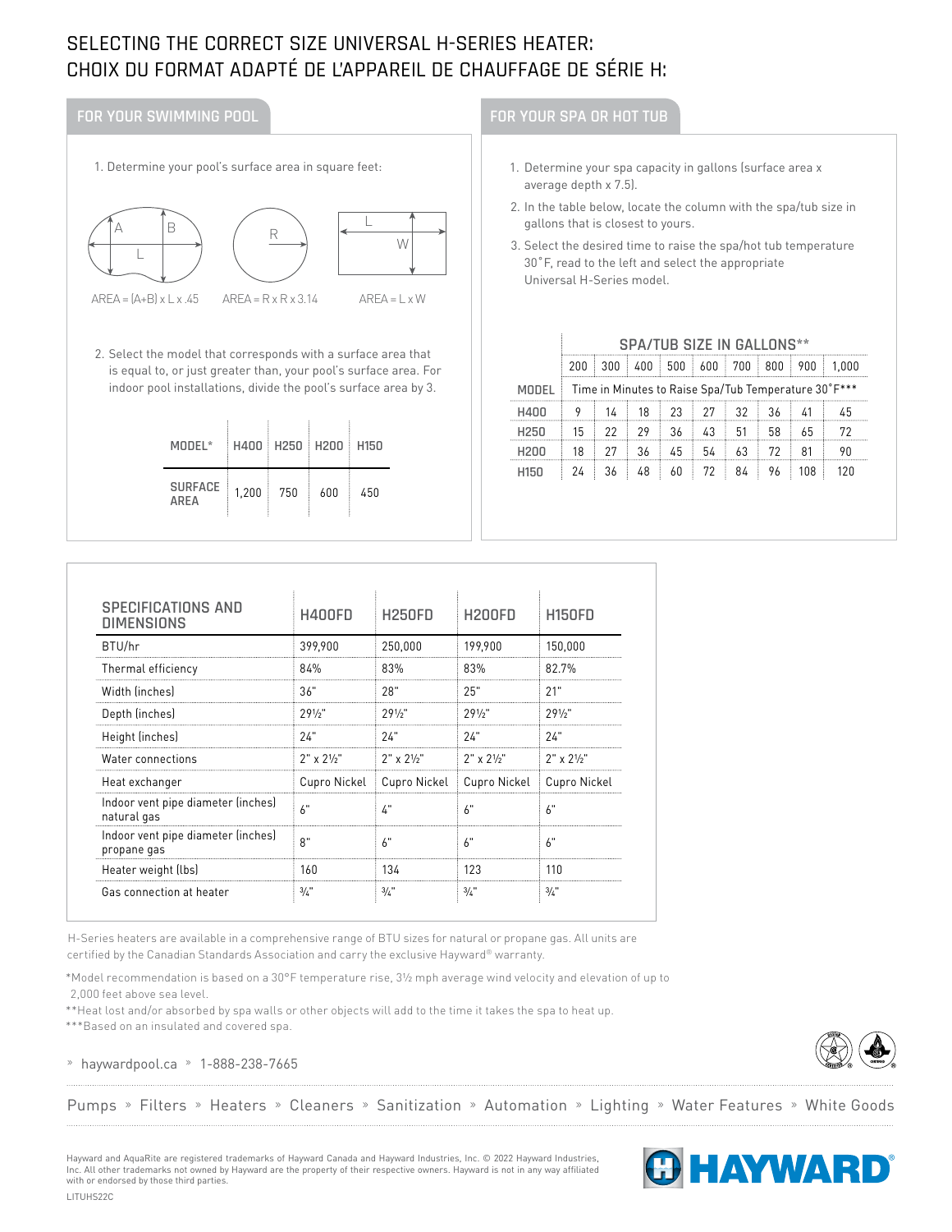# SELECTING THE CORRECT SIZE UNIVERSAL H-SERIES HEATER:
# CHOIX DU FORMAT ADAPTÉ DE L'APPAREIL DE CHAUFFAGE DE SÉRIE H:

## FOR YOUR SWIMMING POOL

1. Determine your pool's surface area in square feet:

AREA = (A+B) x L x .45

AREA = R x R x 3.14

AREA = L x W

2. Select the model that corresponds with a surface area that is equal to, or just greater than, your pool's surface area. For indoor pool installations, divide the pool's surface area by 3.

| MODEL* | H400 | H250 | H200 | H150 |
|---|---|---|---|---|
| SURFACE AREA | 1,200 | 750 | 600 | 450 |

## FOR YOUR SPA OR HOT TUB

1. Determine your spa capacity in gallons (surface area x average depth x 7.5).
2. In the table below, locate the column with the spa/tub size in gallons that is closest to yours.
3. Select the desired time to raise the spa/hot tub temperature 30˚F, read to the left and select the appropriate Universal H-Series model.

| | SPA/TUB SIZE IN GALLONS** | | | | | | | | |
|---|---|---|---|---|---|---|---|---|---|
| | 200 | 300 | 400 | 500 | 600 | 700 | 800 | 900 | 1,000 |
| MODEL | Time in Minutes to Raise Spa/Tub Temperature 30˚F*** | | | | | | | | |
| H400 | 9 | 14 | 18 | 23 | 27 | 32 | 36 | 41 | 45 |
| H250 | 15 | 22 | 29 | 36 | 43 | 51 | 58 | 65 | 72 |
| H200 | 18 | 27 | 36 | 45 | 54 | 63 | 72 | 81 | 90 |
| H150 | 24 | 36 | 48 | 60 | 72 | 84 | 96 | 108 | 120 |

| SPECIFICATIONS AND DIMENSIONS | H400FD | H250FD | H200FD | H150FD |
|---|---|---|---|---|
| BTU/hr | 399,900 | 250,000 | 199,900 | 150,000 |
| Thermal efficiency | 84% | 83% | 83% | 82.7% |
| Width (inches) | 36" | 28" | 25" | 21" |
| Depth (inches) | 29½" | 29½" | 29½" | 29½" |
| Height (inches) | 24" | 24" | 24" | 24" |
| Water connections | 2" x 2½" | 2" x 2½" | 2" x 2½" | 2" x 2½" |
| Heat exchanger | Cupro Nickel | Cupro Nickel | Cupro Nickel | Cupro Nickel |
| Indoor vent pipe diameter (inches) natural gas | 6" | 4" | 6" | 6" |
| Indoor vent pipe diameter (inches) propane gas | 8" | 6" | 6" | 6" |
| Heater weight (lbs) | 160 | 134 | 123 | 110 |
| Gas connection at heater | ¾" | ¾" | ¾" | ¾" |

H-Series heaters are available in a comprehensive range of BTU sizes for natural or propane gas. All units are certified by the Canadian Standards Association and carry the exclusive Hayward® warranty.

*Model recommendation is based on a 30°F temperature rise, 3½ mph average wind velocity and elevation of up to 2,000 feet above sea level.

**Heat lost and/or absorbed by spa walls or other objects will add to the time it takes the spa to heat up.

***Based on an insulated and covered spa.

» haywardpool.ca » 1-888-238-7665

Pumps » Filters » Heaters » Cleaners » Sanitization » Automation » Lighting » Water Features » White Goods

Hayward and AquaRite are registered trademarks of Hayward Canada and Hayward Industries, Inc. © 2022 Hayward Industries, Inc. All other trademarks not owned by Hayward are the property of their respective owners. Hayward is not in any way affiliated with or endorsed by those third parties.

LITUHS22C

HAYWARD®